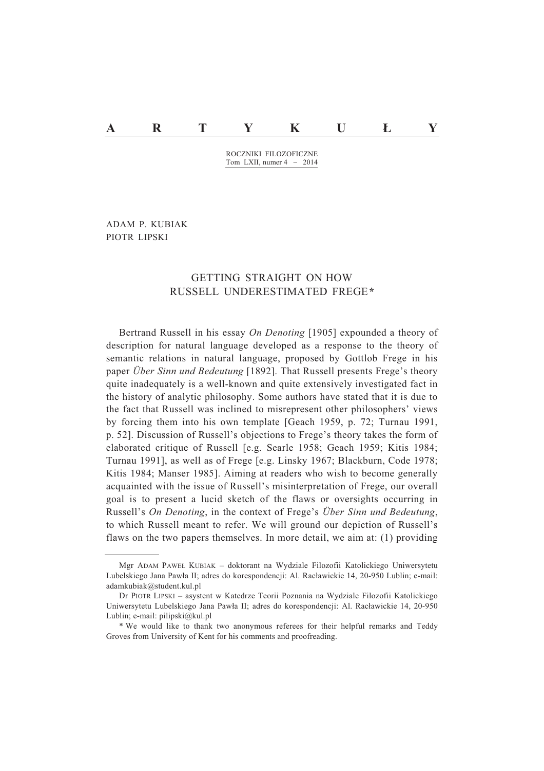# A R T Y K U Ł Y

ROCZNIKI FILOZOFICZNE
Tom LXII, numer 4 – 2014

ADAM P. KUBIAK
PIOTR LIPSKI

## GETTING STRAIGHT ON HOW RUSSELL UNDERESTIMATED FREGE*

Bertrand Russell in his essay *On Denoting* [1905] expounded a theory of description for natural language developed as a response to the theory of semantic relations in natural language, proposed by Gottlob Frege in his paper *Über Sinn und Bedeutung* [1892]. That Russell presents Frege's theory quite inadequately is a well-known and quite extensively investigated fact in the history of analytic philosophy. Some authors have stated that it is due to the fact that Russell was inclined to misrepresent other philosophers' views by forcing them into his own template [Geach 1959, p. 72; Turnau 1991, p. 52]. Discussion of Russell's objections to Frege's theory takes the form of elaborated critique of Russell [e.g. Searle 1958; Geach 1959; Kitis 1984; Turnau 1991], as well as of Frege [e.g. Linsky 1967; Blackburn, Code 1978; Kitis 1984; Manser 1985]. Aiming at readers who wish to become generally acquainted with the issue of Russell's misinterpretation of Frege, our overall goal is to present a lucid sketch of the flaws or oversights occurring in Russell's *On Denoting*, in the context of Frege's *Über Sinn und Bedeutung*, to which Russell meant to refer. We will ground our depiction of Russell's flaws on the two papers themselves. In more detail, we aim at: (1) providing

---

Mgr ADAM PAWEŁ KUBIAK – doktorant na Wydziale Filozofii Katolickiego Uniwersytetu Lubelskiego Jana Pawła II; adres do korespondencji: Al. Racławickie 14, 20-950 Lublin; e-mail: adamkubiak@student.kul.pl

Dr PIOTR LIPSKI – asystent w Katedrze Teorii Poznania na Wydziale Filozofii Katolickiego Uniwersytetu Lubelskiego Jana Pawła II; adres do korespondencji: Al. Racławickie 14, 20-950 Lublin; e-mail: pilipski@kul.pl

* We would like to thank two anonymous referees for their helpful remarks and Teddy Groves from University of Kent for his comments and proofreading.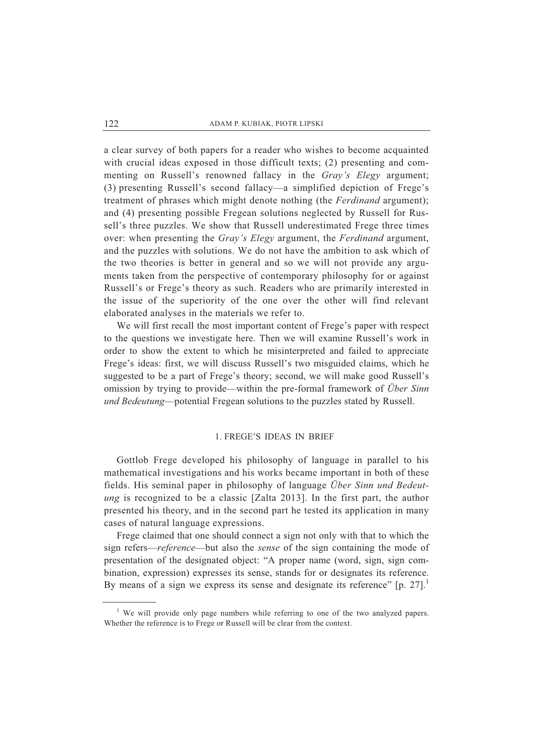a clear survey of both papers for a reader who wishes to become acquainted with crucial ideas exposed in those difficult texts; (2) presenting and commenting on Russell's renowned fallacy in the *Gray's Elegy* argument; (3) presenting Russell's second fallacy—a simplified depiction of Frege's treatment of phrases which might denote nothing (the *Ferdinand* argument); and (4) presenting possible Fregean solutions neglected by Russell for Russell's three puzzles. We show that Russell underestimated Frege three times over: when presenting the *Gray's Elegy* argument, the *Ferdinand* argument, and the puzzles with solutions. We do not have the ambition to ask which of the two theories is better in general and so we will not provide any arguments taken from the perspective of contemporary philosophy for or against Russell's or Frege's theory as such. Readers who are primarily interested in the issue of the superiority of the one over the other will find relevant elaborated analyses in the materials we refer to.

We will first recall the most important content of Frege's paper with respect to the questions we investigate here. Then we will examine Russell's work in order to show the extent to which he misinterpreted and failed to appreciate Frege's ideas: first, we will discuss Russell's two misguided claims, which he suggested to be a part of Frege's theory; second, we will make good Russell's omission by trying to provide—within the pre-formal framework of *Über Sinn und Bedeutung*—potential Fregean solutions to the puzzles stated by Russell.

## 1. FREGE'S IDEAS IN BRIEF

Gottlob Frege developed his philosophy of language in parallel to his mathematical investigations and his works became important in both of these fields. His seminal paper in philosophy of language *Über Sinn und Bedeutung* is recognized to be a classic [Zalta 2013]. In the first part, the author presented his theory, and in the second part he tested its application in many cases of natural language expressions.

Frege claimed that one should connect a sign not only with that to which the sign refers—*reference*—but also the *sense* of the sign containing the mode of presentation of the designated object: "A proper name (word, sign, sign combination, expression) expresses its sense, stands for or designates its reference. By means of a sign we express its sense and designate its reference" [p. 27].[1]

[1] We will provide only page numbers while referring to one of the two analyzed papers. Whether the reference is to Frege or Russell will be clear from the context.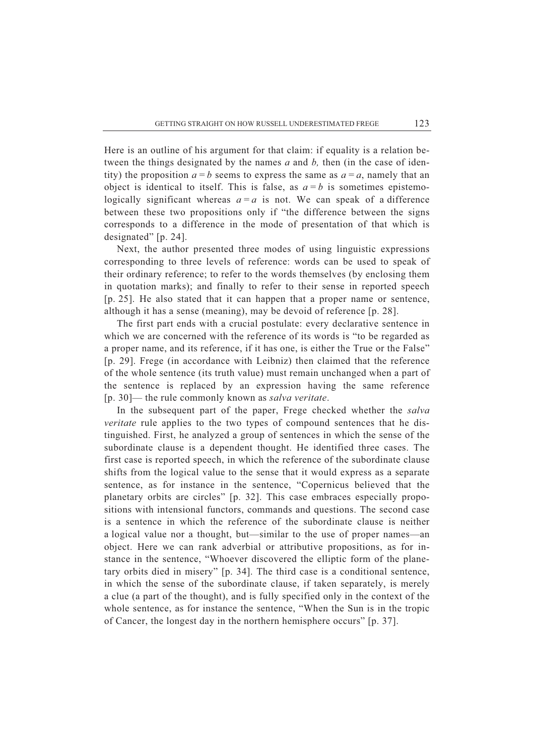Here is an outline of his argument for that claim: if equality is a relation between the things designated by the names $a$ and $b$, then (in the case of identity) the proposition $a = b$ seems to express the same as $a = a$, namely that an object is identical to itself. This is false, as $a = b$ is sometimes epistemologically significant whereas $a = a$ is not. We can speak of a difference between these two propositions only if "the difference between the signs corresponds to a difference in the mode of presentation of that which is designated" [p. 24].

Next, the author presented three modes of using linguistic expressions corresponding to three levels of reference: words can be used to speak of their ordinary reference; to refer to the words themselves (by enclosing them in quotation marks); and finally to refer to their sense in reported speech [p. 25]. He also stated that it can happen that a proper name or sentence, although it has a sense (meaning), may be devoid of reference [p. 28].

The first part ends with a crucial postulate: every declarative sentence in which we are concerned with the reference of its words is "to be regarded as a proper name, and its reference, if it has one, is either the True or the False" [p. 29]. Frege (in accordance with Leibniz) then claimed that the reference of the whole sentence (its truth value) must remain unchanged when a part of the sentence is replaced by an expression having the same reference [p. 30]— the rule commonly known as *salva veritate*.

In the subsequent part of the paper, Frege checked whether the *salva veritate* rule applies to the two types of compound sentences that he distinguished. First, he analyzed a group of sentences in which the sense of the subordinate clause is a dependent thought. He identified three cases. The first case is reported speech, in which the reference of the subordinate clause shifts from the logical value to the sense that it would express as a separate sentence, as for instance in the sentence, "Copernicus believed that the planetary orbits are circles" [p. 32]. This case embraces especially propositions with intensional functors, commands and questions. The second case is a sentence in which the reference of the subordinate clause is neither a logical value nor a thought, but—similar to the use of proper names—an object. Here we can rank adverbial or attributive propositions, as for instance in the sentence, "Whoever discovered the elliptic form of the planetary orbits died in misery" [p. 34]. The third case is a conditional sentence, in which the sense of the subordinate clause, if taken separately, is merely a clue (a part of the thought), and is fully specified only in the context of the whole sentence, as for instance the sentence, "When the Sun is in the tropic of Cancer, the longest day in the northern hemisphere occurs" [p. 37].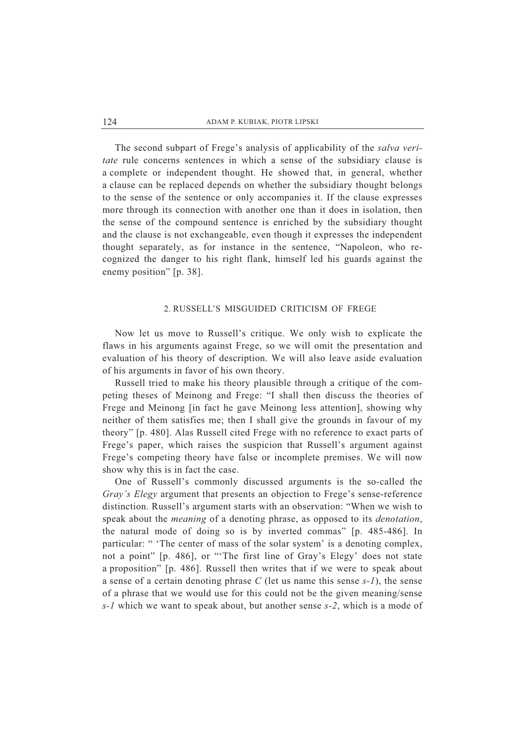The second subpart of Frege's analysis of applicability of the *salva veritate* rule concerns sentences in which a sense of the subsidiary clause is a complete or independent thought. He showed that, in general, whether a clause can be replaced depends on whether the subsidiary thought belongs to the sense of the sentence or only accompanies it. If the clause expresses more through its connection with another one than it does in isolation, then the sense of the compound sentence is enriched by the subsidiary thought and the clause is not exchangeable, even though it expresses the independent thought separately, as for instance in the sentence, "Napoleon, who recognized the danger to his right flank, himself led his guards against the enemy position" [p. 38].

## 2. RUSSELL'S MISGUIDED CRITICISM OF FREGE

Now let us move to Russell's critique. We only wish to explicate the flaws in his arguments against Frege, so we will omit the presentation and evaluation of his theory of description. We will also leave aside evaluation of his arguments in favor of his own theory.

Russell tried to make his theory plausible through a critique of the competing theses of Meinong and Frege: "I shall then discuss the theories of Frege and Meinong [in fact he gave Meinong less attention], showing why neither of them satisfies me; then I shall give the grounds in favour of my theory" [p. 480]. Alas Russell cited Frege with no reference to exact parts of Frege's paper, which raises the suspicion that Russell's argument against Frege's competing theory have false or incomplete premises. We will now show why this is in fact the case.

One of Russell's commonly discussed arguments is the so-called the *Gray's Elegy* argument that presents an objection to Frege's sense-reference distinction. Russell's argument starts with an observation: "When we wish to speak about the *meaning* of a denoting phrase, as opposed to its *denotation*, the natural mode of doing so is by inverted commas" [p. 485-486]. In particular: " 'The center of mass of the solar system' is a denoting complex, not a point" [p. 486], or "'The first line of Gray's Elegy' does not state a proposition" [p. 486]. Russell then writes that if we were to speak about a sense of a certain denoting phrase *C* (let us name this sense *s-1*), the sense of a phrase that we would use for this could not be the given meaning/sense *s-1* which we want to speak about, but another sense *s-2*, which is a mode of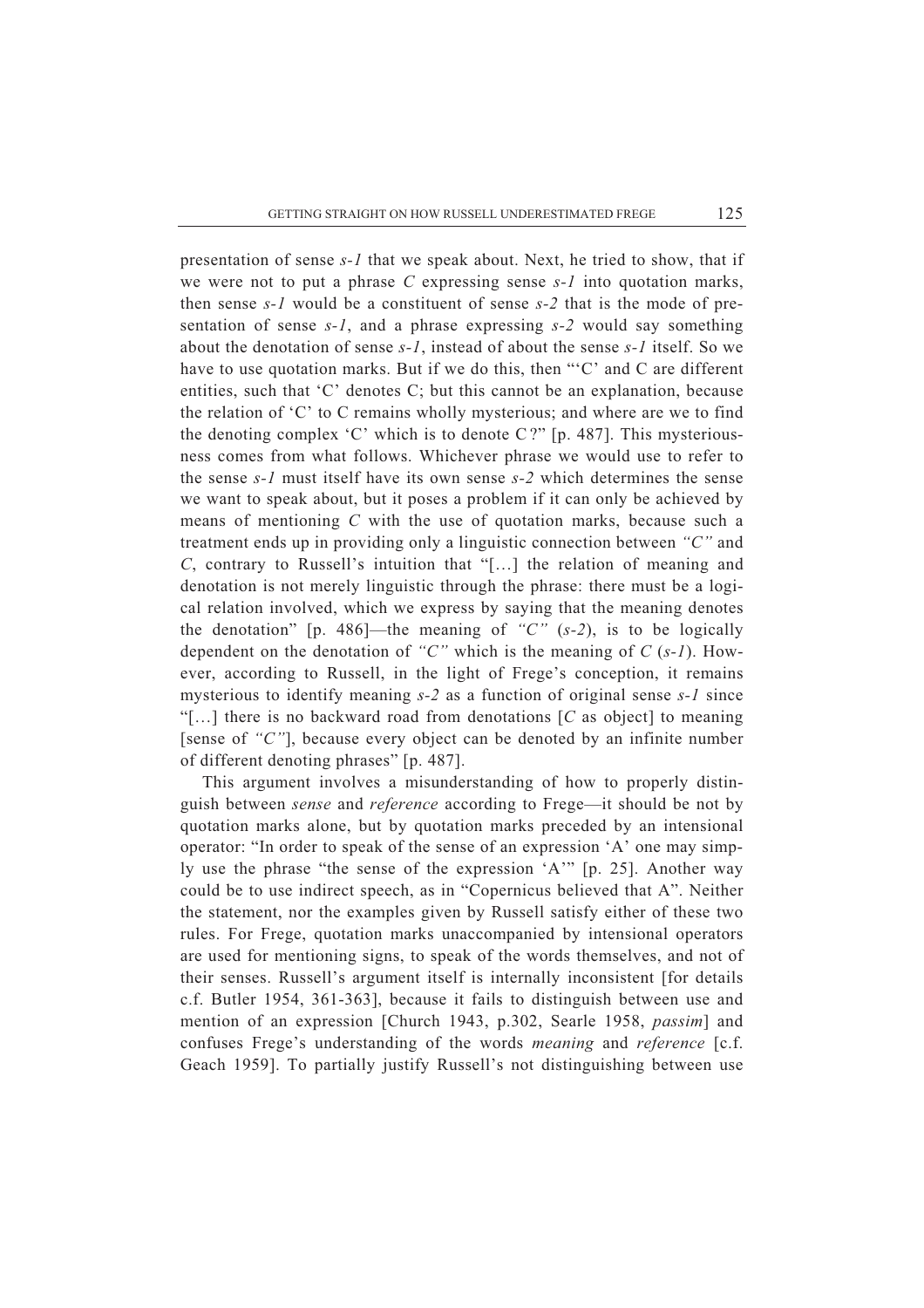presentation of sense *s-1* that we speak about. Next, he tried to show, that if we were not to put a phrase *C* expressing sense *s-1* into quotation marks, then sense *s-1* would be a constituent of sense *s-2* that is the mode of presentation of sense *s-1*, and a phrase expressing *s-2* would say something about the denotation of sense *s-1*, instead of about the sense *s-1* itself. So we have to use quotation marks. But if we do this, then "'C' and C are different entities, such that 'C' denotes C; but this cannot be an explanation, because the relation of 'C' to C remains wholly mysterious; and where are we to find the denoting complex 'C' which is to denote C?" [p. 487]. This mysteriousness comes from what follows. Whichever phrase we would use to refer to the sense *s-1* must itself have its own sense *s-2* which determines the sense we want to speak about, but it poses a problem if it can only be achieved by means of mentioning *C* with the use of quotation marks, because such a treatment ends up in providing only a linguistic connection between *"C"* and *C*, contrary to Russell's intuition that "[…] the relation of meaning and denotation is not merely linguistic through the phrase: there must be a logical relation involved, which we express by saying that the meaning denotes the denotation" [p. 486]—the meaning of *"C"* (*s-2*), is to be logically dependent on the denotation of *"C"* which is the meaning of *C* (*s-1*). However, according to Russell, in the light of Frege's conception, it remains mysterious to identify meaning *s-2* as a function of original sense *s-1* since "[…] there is no backward road from denotations [*C* as object] to meaning [sense of *"C"*], because every object can be denoted by an infinite number of different denoting phrases" [p. 487].

This argument involves a misunderstanding of how to properly distinguish between *sense* and *reference* according to Frege—it should be not by quotation marks alone, but by quotation marks preceded by an intensional operator: "In order to speak of the sense of an expression 'A' one may simply use the phrase "the sense of the expression 'A'" [p. 25]. Another way could be to use indirect speech, as in "Copernicus believed that A". Neither the statement, nor the examples given by Russell satisfy either of these two rules. For Frege, quotation marks unaccompanied by intensional operators are used for mentioning signs, to speak of the words themselves, and not of their senses. Russell's argument itself is internally inconsistent [for details c.f. Butler 1954, 361-363], because it fails to distinguish between use and mention of an expression [Church 1943, p.302, Searle 1958, *passim*] and confuses Frege's understanding of the words *meaning* and *reference* [c.f. Geach 1959]. To partially justify Russell's not distinguishing between use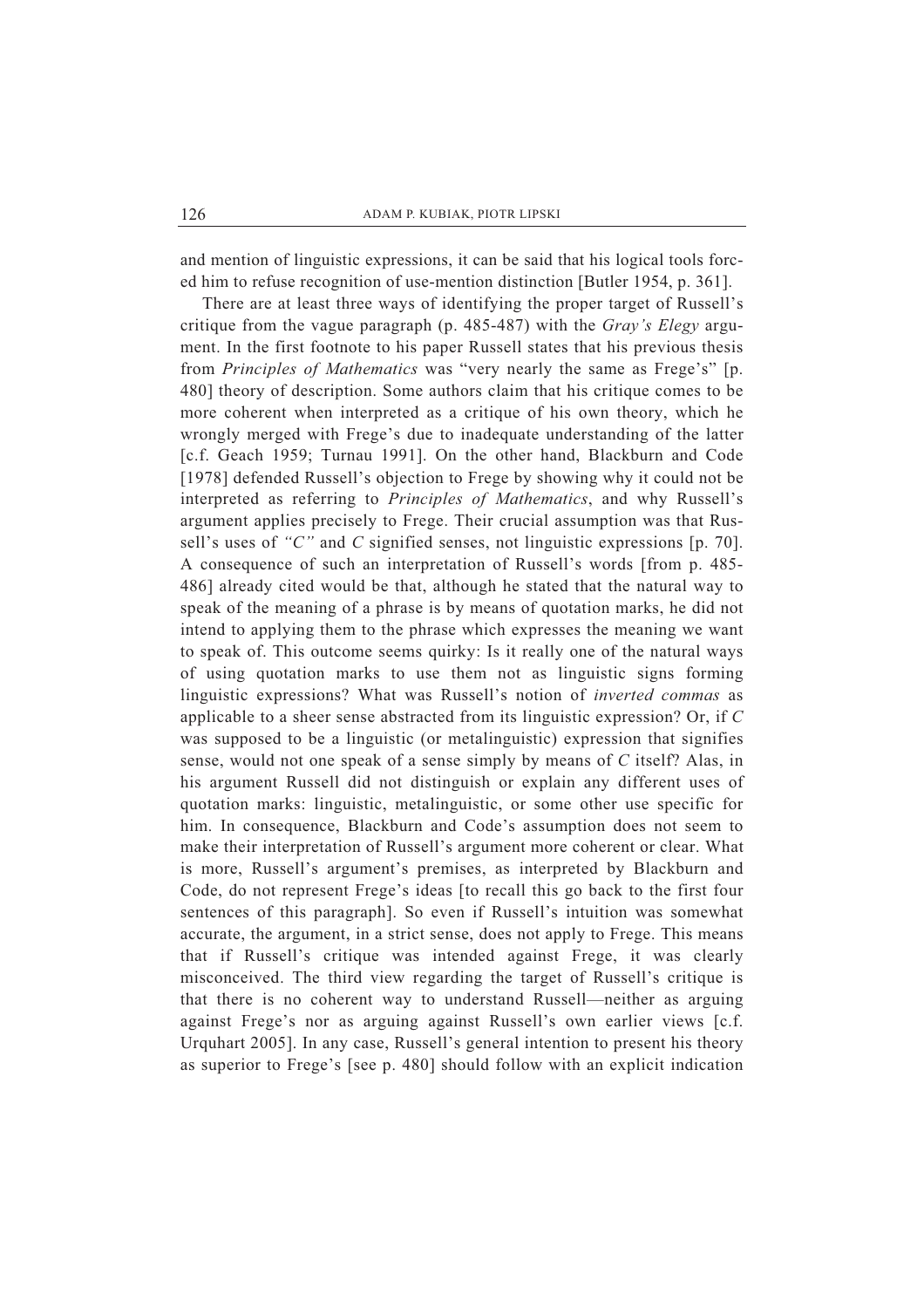and mention of linguistic expressions, it can be said that his logical tools forced him to refuse recognition of use-mention distinction [Butler 1954, p. 361].

There are at least three ways of identifying the proper target of Russell's critique from the vague paragraph (p. 485-487) with the *Gray's Elegy* argument. In the first footnote to his paper Russell states that his previous thesis from *Principles of Mathematics* was "very nearly the same as Frege's" [p. 480] theory of description. Some authors claim that his critique comes to be more coherent when interpreted as a critique of his own theory, which he wrongly merged with Frege's due to inadequate understanding of the latter [c.f. Geach 1959; Turnau 1991]. On the other hand, Blackburn and Code [1978] defended Russell's objection to Frege by showing why it could not be interpreted as referring to *Principles of Mathematics*, and why Russell's argument applies precisely to Frege. Their crucial assumption was that Russell's uses of *"C"* and *C* signified senses, not linguistic expressions [p. 70]. A consequence of such an interpretation of Russell's words [from p. 485-486] already cited would be that, although he stated that the natural way to speak of the meaning of a phrase is by means of quotation marks, he did not intend to applying them to the phrase which expresses the meaning we want to speak of. This outcome seems quirky: Is it really one of the natural ways of using quotation marks to use them not as linguistic signs forming linguistic expressions? What was Russell's notion of *inverted commas* as applicable to a sheer sense abstracted from its linguistic expression? Or, if *C* was supposed to be a linguistic (or metalinguistic) expression that signifies sense, would not one speak of a sense simply by means of *C* itself? Alas, in his argument Russell did not distinguish or explain any different uses of quotation marks: linguistic, metalinguistic, or some other use specific for him. In consequence, Blackburn and Code's assumption does not seem to make their interpretation of Russell's argument more coherent or clear. What is more, Russell's argument's premises, as interpreted by Blackburn and Code, do not represent Frege's ideas [to recall this go back to the first four sentences of this paragraph]. So even if Russell's intuition was somewhat accurate, the argument, in a strict sense, does not apply to Frege. This means that if Russell's critique was intended against Frege, it was clearly misconceived. The third view regarding the target of Russell's critique is that there is no coherent way to understand Russell—neither as arguing against Frege's nor as arguing against Russell's own earlier views [c.f. Urquhart 2005]. In any case, Russell's general intention to present his theory as superior to Frege's [see p. 480] should follow with an explicit indication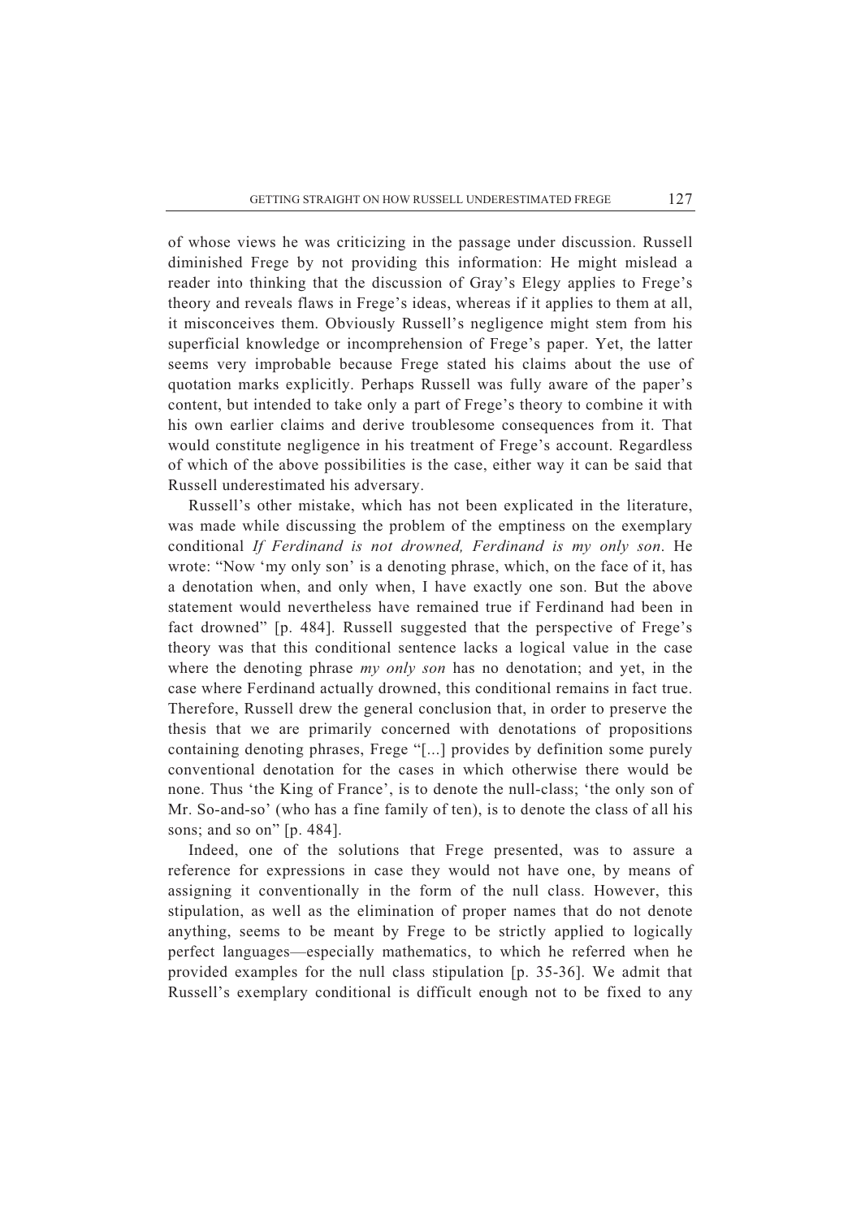of whose views he was criticizing in the passage under discussion. Russell diminished Frege by not providing this information: He might mislead a reader into thinking that the discussion of Gray's Elegy applies to Frege's theory and reveals flaws in Frege's ideas, whereas if it applies to them at all, it misconceives them. Obviously Russell's negligence might stem from his superficial knowledge or incomprehension of Frege's paper. Yet, the latter seems very improbable because Frege stated his claims about the use of quotation marks explicitly. Perhaps Russell was fully aware of the paper's content, but intended to take only a part of Frege's theory to combine it with his own earlier claims and derive troublesome consequences from it. That would constitute negligence in his treatment of Frege's account. Regardless of which of the above possibilities is the case, either way it can be said that Russell underestimated his adversary.

Russell's other mistake, which has not been explicated in the literature, was made while discussing the problem of the emptiness on the exemplary conditional *If Ferdinand is not drowned, Ferdinand is my only son*. He wrote: "Now 'my only son' is a denoting phrase, which, on the face of it, has a denotation when, and only when, I have exactly one son. But the above statement would nevertheless have remained true if Ferdinand had been in fact drowned" [p. 484]. Russell suggested that the perspective of Frege's theory was that this conditional sentence lacks a logical value in the case where the denoting phrase *my only son* has no denotation; and yet, in the case where Ferdinand actually drowned, this conditional remains in fact true. Therefore, Russell drew the general conclusion that, in order to preserve the thesis that we are primarily concerned with denotations of propositions containing denoting phrases, Frege "[...] provides by definition some purely conventional denotation for the cases in which otherwise there would be none. Thus 'the King of France', is to denote the null-class; 'the only son of Mr. So-and-so' (who has a fine family of ten), is to denote the class of all his sons; and so on" [p. 484].

Indeed, one of the solutions that Frege presented, was to assure a reference for expressions in case they would not have one, by means of assigning it conventionally in the form of the null class. However, this stipulation, as well as the elimination of proper names that do not denote anything, seems to be meant by Frege to be strictly applied to logically perfect languages—especially mathematics, to which he referred when he provided examples for the null class stipulation [p. 35-36]. We admit that Russell's exemplary conditional is difficult enough not to be fixed to any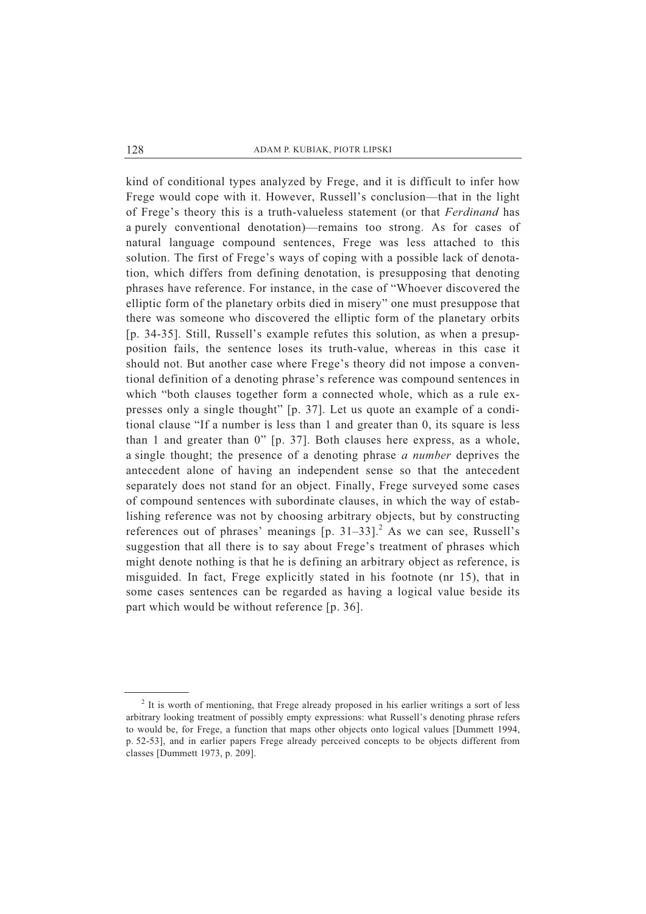kind of conditional types analyzed by Frege, and it is difficult to infer how Frege would cope with it. However, Russell's conclusion—that in the light of Frege's theory this is a truth-valueless statement (or that *Ferdinand* has a purely conventional denotation)—remains too strong. As for cases of natural language compound sentences, Frege was less attached to this solution. The first of Frege's ways of coping with a possible lack of denotation, which differs from defining denotation, is presupposing that denoting phrases have reference. For instance, in the case of "Whoever discovered the elliptic form of the planetary orbits died in misery" one must presuppose that there was someone who discovered the elliptic form of the planetary orbits [p. 34-35]. Still, Russell's example refutes this solution, as when a presupposition fails, the sentence loses its truth-value, whereas in this case it should not. But another case where Frege's theory did not impose a conventional definition of a denoting phrase's reference was compound sentences in which "both clauses together form a connected whole, which as a rule expresses only a single thought" [p. 37]. Let us quote an example of a conditional clause "If a number is less than 1 and greater than 0, its square is less than 1 and greater than 0" [p. 37]. Both clauses here express, as a whole, a single thought; the presence of a denoting phrase *a number* deprives the antecedent alone of having an independent sense so that the antecedent separately does not stand for an object. Finally, Frege surveyed some cases of compound sentences with subordinate clauses, in which the way of establishing reference was not by choosing arbitrary objects, but by constructing references out of phrases' meanings [p. 31–33].[2] As we can see, Russell's suggestion that all there is to say about Frege's treatment of phrases which might denote nothing is that he is defining an arbitrary object as reference, is misguided. In fact, Frege explicitly stated in his footnote (nr 15), that in some cases sentences can be regarded as having a logical value beside its part which would be without reference [p. 36].

---

[2] It is worth of mentioning, that Frege already proposed in his earlier writings a sort of less arbitrary looking treatment of possibly empty expressions: what Russell's denoting phrase refers to would be, for Frege, a function that maps other objects onto logical values [Dummett 1994, p. 52-53], and in earlier papers Frege already perceived concepts to be objects different from classes [Dummett 1973, p. 209].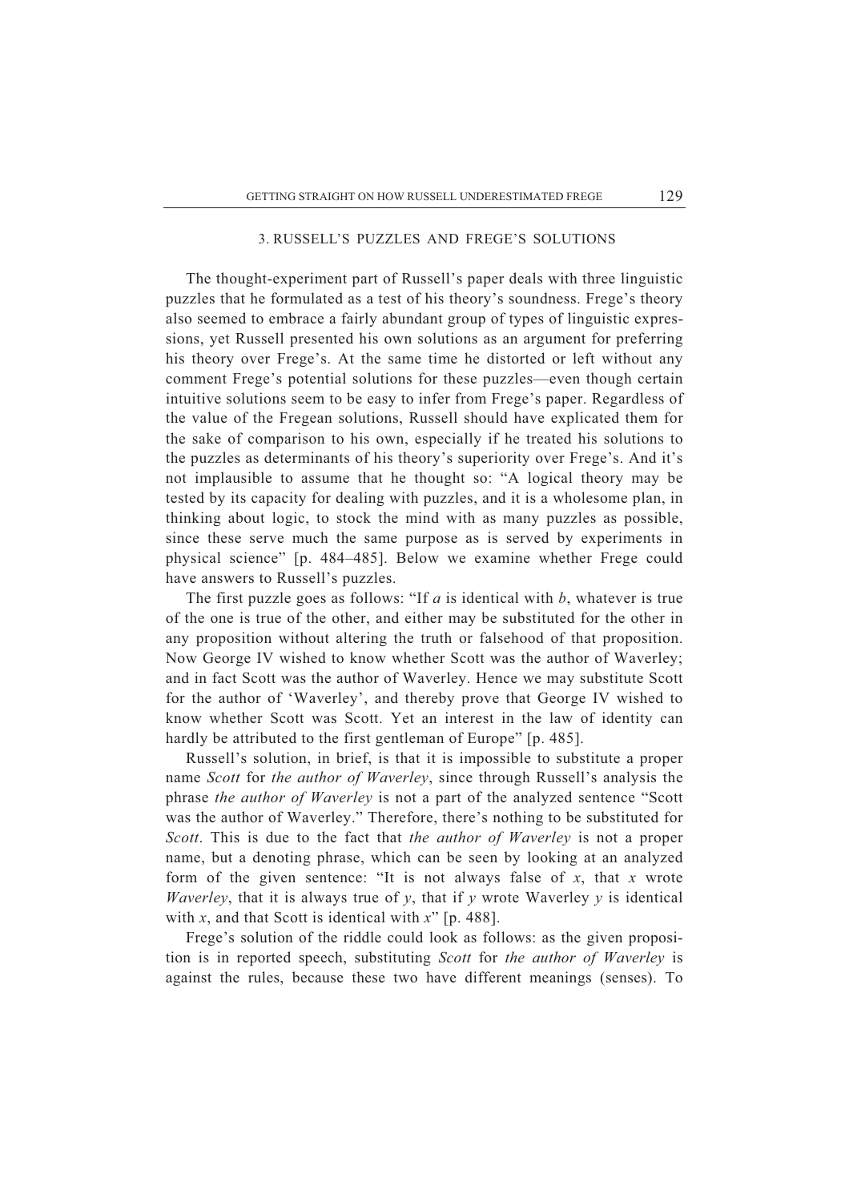## 3. RUSSELL'S PUZZLES AND FREGE'S SOLUTIONS

The thought-experiment part of Russell's paper deals with three linguistic puzzles that he formulated as a test of his theory's soundness. Frege's theory also seemed to embrace a fairly abundant group of types of linguistic expressions, yet Russell presented his own solutions as an argument for preferring his theory over Frege's. At the same time he distorted or left without any comment Frege's potential solutions for these puzzles—even though certain intuitive solutions seem to be easy to infer from Frege's paper. Regardless of the value of the Fregean solutions, Russell should have explicated them for the sake of comparison to his own, especially if he treated his solutions to the puzzles as determinants of his theory's superiority over Frege's. And it's not implausible to assume that he thought so: "A logical theory may be tested by its capacity for dealing with puzzles, and it is a wholesome plan, in thinking about logic, to stock the mind with as many puzzles as possible, since these serve much the same purpose as is served by experiments in physical science" [p. 484–485]. Below we examine whether Frege could have answers to Russell's puzzles.

The first puzzle goes as follows: "If *a* is identical with *b*, whatever is true of the one is true of the other, and either may be substituted for the other in any proposition without altering the truth or falsehood of that proposition. Now George IV wished to know whether Scott was the author of Waverley; and in fact Scott was the author of Waverley. Hence we may substitute Scott for the author of 'Waverley', and thereby prove that George IV wished to know whether Scott was Scott. Yet an interest in the law of identity can hardly be attributed to the first gentleman of Europe" [p. 485].

Russell's solution, in brief, is that it is impossible to substitute a proper name *Scott* for *the author of Waverley*, since through Russell's analysis the phrase *the author of Waverley* is not a part of the analyzed sentence "Scott was the author of Waverley." Therefore, there's nothing to be substituted for *Scott*. This is due to the fact that *the author of Waverley* is not a proper name, but a denoting phrase, which can be seen by looking at an analyzed form of the given sentence: "It is not always false of *x*, that *x* wrote *Waverley*, that it is always true of *y*, that if *y* wrote Waverley *y* is identical with *x*, and that Scott is identical with *x*" [p. 488].

Frege's solution of the riddle could look as follows: as the given proposition is in reported speech, substituting *Scott* for *the author of Waverley* is against the rules, because these two have different meanings (senses). To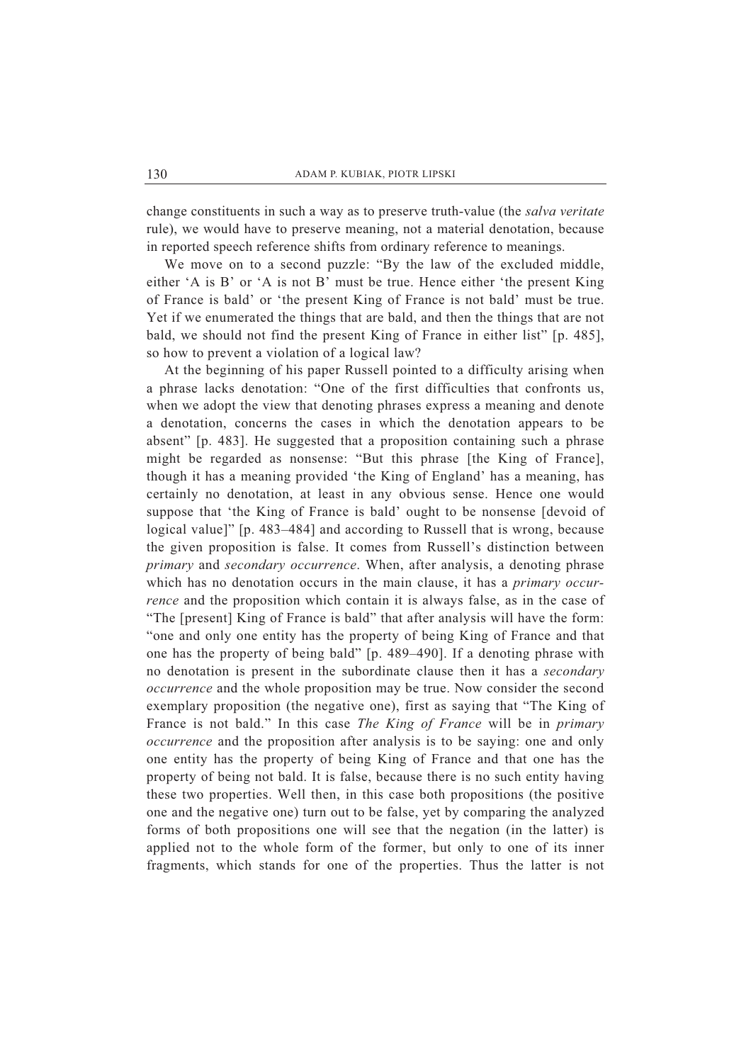change constituents in such a way as to preserve truth-value (the *salva veritate* rule), we would have to preserve meaning, not a material denotation, because in reported speech reference shifts from ordinary reference to meanings.

We move on to a second puzzle: "By the law of the excluded middle, either 'A is B' or 'A is not B' must be true. Hence either 'the present King of France is bald' or 'the present King of France is not bald' must be true. Yet if we enumerated the things that are bald, and then the things that are not bald, we should not find the present King of France in either list" [p. 485], so how to prevent a violation of a logical law?

At the beginning of his paper Russell pointed to a difficulty arising when a phrase lacks denotation: "One of the first difficulties that confronts us, when we adopt the view that denoting phrases express a meaning and denote a denotation, concerns the cases in which the denotation appears to be absent" [p. 483]. He suggested that a proposition containing such a phrase might be regarded as nonsense: "But this phrase [the King of France], though it has a meaning provided 'the King of England' has a meaning, has certainly no denotation, at least in any obvious sense. Hence one would suppose that 'the King of France is bald' ought to be nonsense [devoid of logical value]" [p. 483–484] and according to Russell that is wrong, because the given proposition is false. It comes from Russell's distinction between *primary* and *secondary occurrence*. When, after analysis, a denoting phrase which has no denotation occurs in the main clause, it has a *primary occurrence* and the proposition which contain it is always false, as in the case of "The [present] King of France is bald" that after analysis will have the form: "one and only one entity has the property of being King of France and that one has the property of being bald" [p. 489–490]. If a denoting phrase with no denotation is present in the subordinate clause then it has a *secondary occurrence* and the whole proposition may be true. Now consider the second exemplary proposition (the negative one), first as saying that "The King of France is not bald." In this case *The King of France* will be in *primary occurrence* and the proposition after analysis is to be saying: one and only one entity has the property of being King of France and that one has the property of being not bald. It is false, because there is no such entity having these two properties. Well then, in this case both propositions (the positive one and the negative one) turn out to be false, yet by comparing the analyzed forms of both propositions one will see that the negation (in the latter) is applied not to the whole form of the former, but only to one of its inner fragments, which stands for one of the properties. Thus the latter is not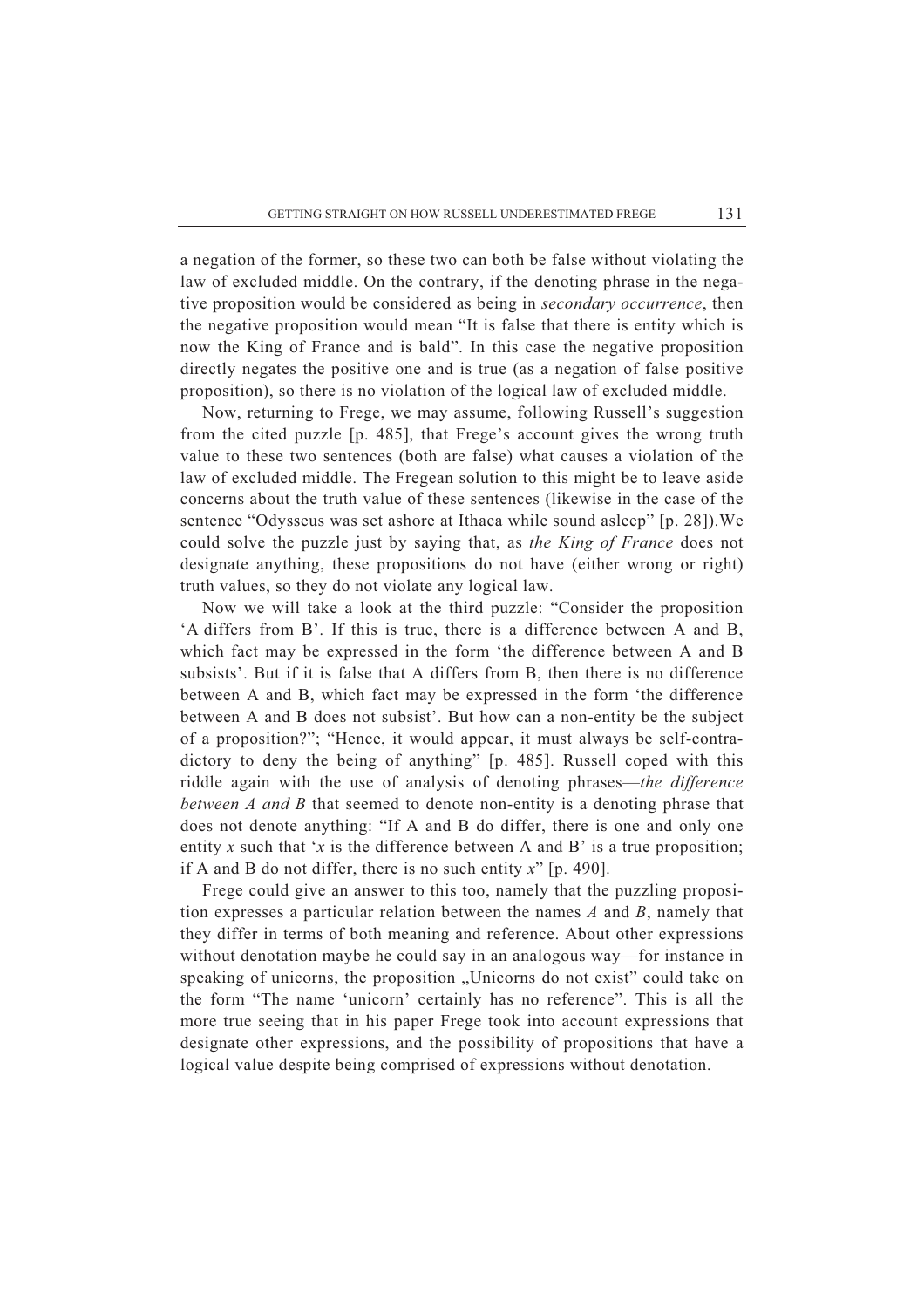a negation of the former, so these two can both be false without violating the law of excluded middle. On the contrary, if the denoting phrase in the negative proposition would be considered as being in *secondary occurrence*, then the negative proposition would mean "It is false that there is entity which is now the King of France and is bald". In this case the negative proposition directly negates the positive one and is true (as a negation of false positive proposition), so there is no violation of the logical law of excluded middle.

Now, returning to Frege, we may assume, following Russell's suggestion from the cited puzzle [p. 485], that Frege's account gives the wrong truth value to these two sentences (both are false) what causes a violation of the law of excluded middle. The Fregean solution to this might be to leave aside concerns about the truth value of these sentences (likewise in the case of the sentence "Odysseus was set ashore at Ithaca while sound asleep" [p. 28]).We could solve the puzzle just by saying that, as *the King of France* does not designate anything, these propositions do not have (either wrong or right) truth values, so they do not violate any logical law.

Now we will take a look at the third puzzle: "Consider the proposition 'A differs from B'. If this is true, there is a difference between A and B, which fact may be expressed in the form 'the difference between A and B subsists'. But if it is false that A differs from B, then there is no difference between A and B, which fact may be expressed in the form 'the difference between A and B does not subsist'. But how can a non-entity be the subject of a proposition?"; "Hence, it would appear, it must always be self-contradictory to deny the being of anything" [p. 485]. Russell coped with this riddle again with the use of analysis of denoting phrases—*the difference between A and B* that seemed to denote non-entity is a denoting phrase that does not denote anything: "If A and B do differ, there is one and only one entity *x* such that '*x* is the difference between A and B' is a true proposition; if A and B do not differ, there is no such entity *x*" [p. 490].

Frege could give an answer to this too, namely that the puzzling proposition expresses a particular relation between the names *A* and *B*, namely that they differ in terms of both meaning and reference. About other expressions without denotation maybe he could say in an analogous way—for instance in speaking of unicorns, the proposition „Unicorns do not exist" could take on the form "The name 'unicorn' certainly has no reference". This is all the more true seeing that in his paper Frege took into account expressions that designate other expressions, and the possibility of propositions that have a logical value despite being comprised of expressions without denotation.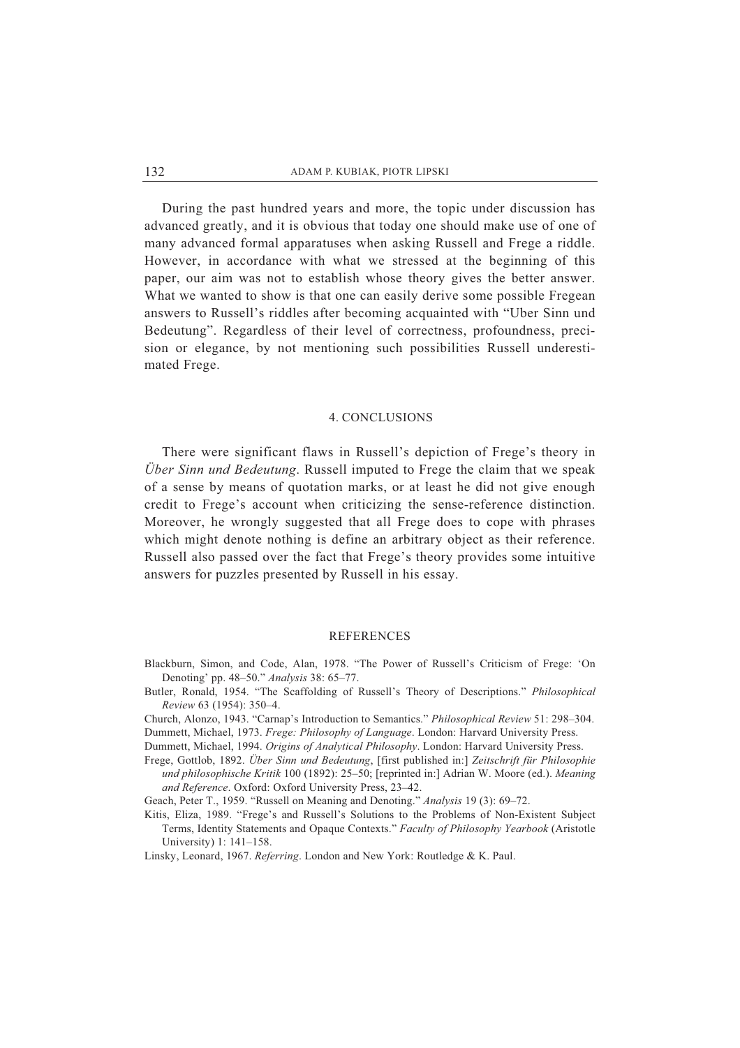During the past hundred years and more, the topic under discussion has advanced greatly, and it is obvious that today one should make use of one of many advanced formal apparatuses when asking Russell and Frege a riddle. However, in accordance with what we stressed at the beginning of this paper, our aim was not to establish whose theory gives the better answer. What we wanted to show is that one can easily derive some possible Fregean answers to Russell's riddles after becoming acquainted with "Uber Sinn und Bedeutung". Regardless of their level of correctness, profoundness, precision or elegance, by not mentioning such possibilities Russell underestimated Frege.

## 4. CONCLUSIONS

There were significant flaws in Russell's depiction of Frege's theory in *Über Sinn und Bedeutung*. Russell imputed to Frege the claim that we speak of a sense by means of quotation marks, or at least he did not give enough credit to Frege's account when criticizing the sense-reference distinction. Moreover, he wrongly suggested that all Frege does to cope with phrases which might denote nothing is define an arbitrary object as their reference. Russell also passed over the fact that Frege's theory provides some intuitive answers for puzzles presented by Russell in his essay.

## REFERENCES

Blackburn, Simon, and Code, Alan, 1978. "The Power of Russell's Criticism of Frege: 'On Denoting' pp. 48–50." *Analysis* 38: 65–77.

Butler, Ronald, 1954. "The Scaffolding of Russell's Theory of Descriptions." *Philosophical Review* 63 (1954): 350–4.

Church, Alonzo, 1943. "Carnap's Introduction to Semantics." *Philosophical Review* 51: 298–304.

Dummett, Michael, 1973. *Frege: Philosophy of Language*. London: Harvard University Press.

Dummett, Michael, 1994. *Origins of Analytical Philosophy*. London: Harvard University Press.

Frege, Gottlob, 1892. *Über Sinn und Bedeutung*, [first published in:] *Zeitschrift für Philosophie und philosophische Kritik* 100 (1892): 25–50; [reprinted in:] Adrian W. Moore (ed.). *Meaning and Reference*. Oxford: Oxford University Press, 23–42.

Geach, Peter T., 1959. "Russell on Meaning and Denoting." *Analysis* 19 (3): 69–72.

Kitis, Eliza, 1989. "Frege's and Russell's Solutions to the Problems of Non-Existent Subject Terms, Identity Statements and Opaque Contexts." *Faculty of Philosophy Yearbook* (Aristotle University) 1: 141–158.

Linsky, Leonard, 1967. *Referring*. London and New York: Routledge & K. Paul.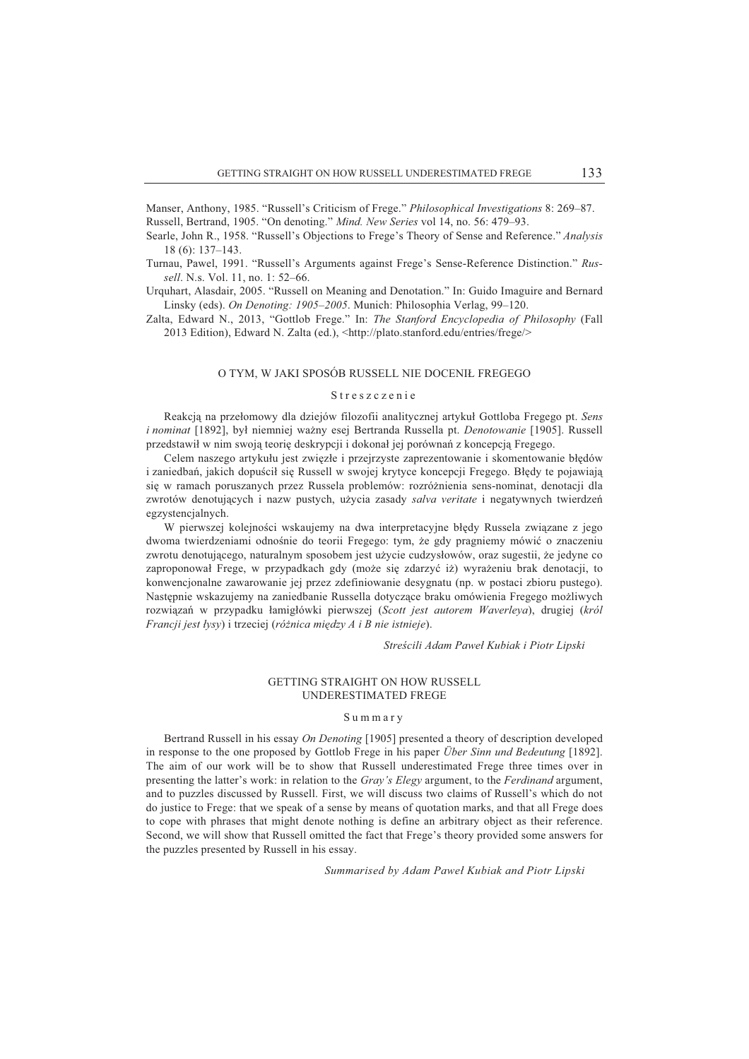Manser, Anthony, 1985. "Russell's Criticism of Frege." *Philosophical Investigations* 8: 269–87.

Russell, Bertrand, 1905. "On denoting." *Mind. New Series* vol 14, no. 56: 479–93.

Searle, John R., 1958. "Russell's Objections to Frege's Theory of Sense and Reference." *Analysis* 18 (6): 137–143.

Turnau, Pawel, 1991. "Russell's Arguments against Frege's Sense-Reference Distinction." *Russell*. N.s. Vol. 11, no. 1: 52–66.

Urquhart, Alasdair, 2005. "Russell on Meaning and Denotation." In: Guido Imaguire and Bernard Linsky (eds). *On Denoting: 1905–2005*. Munich: Philosophia Verlag, 99–120.

Zalta, Edward N., 2013, "Gottlob Frege." In: *The Stanford Encyclopedia of Philosophy* (Fall 2013 Edition), Edward N. Zalta (ed.), <http://plato.stanford.edu/entries/frege/>

## O TYM, W JAKI SPOSÓB RUSSELL NIE DOCENIŁ FREGEGO

### Streszczenie

Reakcją na przełomowy dla dziejów filozofii analitycznej artykuł Gottloba Fregego pt. *Sens i nominat* [1892], był niemniej ważny esej Bertranda Russella pt. *Denotowanie* [1905]. Russell przedstawił w nim swoją teorię deskrypcji i dokonał jej porównań z koncepcją Fregego.

Celem naszego artykułu jest zwięzłe i przejrzyste zaprezentowanie i skomentowanie błędów i zaniedbań, jakich dopuścił się Russell w swojej krytyce koncepcji Fregego. Błędy te pojawiają się w ramach poruszanych przez Russela problemów: rozróżnienia sens-nominat, denotacji dla zwrotów denotujących i nazw pustych, użycia zasady *salva veritate* i negatywnych twierdzeń egzystencjalnych.

W pierwszej kolejności wskaujemy na dwa interpretacyjne błędy Russela związane z jego dwoma twierdzeniami odnośnie do teorii Fregego: tym, że gdy pragniemy mówić o znaczeniu zwrotu denotującego, naturalnym sposobem jest użycie cudzysłowów, oraz sugestii, że jedyne co zaproponował Frege, w przypadkach gdy (może się zdarzyć iż) wyrażeniu brak denotacji, to konwencjonalne zawarowanie jej przez zdefiniowanie desygnatu (np. w postaci zbioru pustego). Następnie wskazujemy na zaniedbanie Russella dotyczące braku omówienia Fregego możliwych rozwiązań w przypadku łamigłówki pierwszej (*Scott jest autorem Waverleya*), drugiej (*król Francji jest łysy*) i trzeciej (*różnica między A i B nie istnieje*).

*Streścili Adam Paweł Kubiak i Piotr Lipski*

## GETTING STRAIGHT ON HOW RUSSELL UNDERESTIMATED FREGE

### Summary

Bertrand Russell in his essay *On Denoting* [1905] presented a theory of description developed in response to the one proposed by Gottlob Frege in his paper *Über Sinn und Bedeutung* [1892]. The aim of our work will be to show that Russell underestimated Frege three times over in presenting the latter's work: in relation to the *Gray's Elegy* argument, to the *Ferdinand* argument, and to puzzles discussed by Russell. First, we will discuss two claims of Russell's which do not do justice to Frege: that we speak of a sense by means of quotation marks, and that all Frege does to cope with phrases that might denote nothing is define an arbitrary object as their reference. Second, we will show that Russell omitted the fact that Frege's theory provided some answers for the puzzles presented by Russell in his essay.

*Summarised by Adam Paweł Kubiak and Piotr Lipski*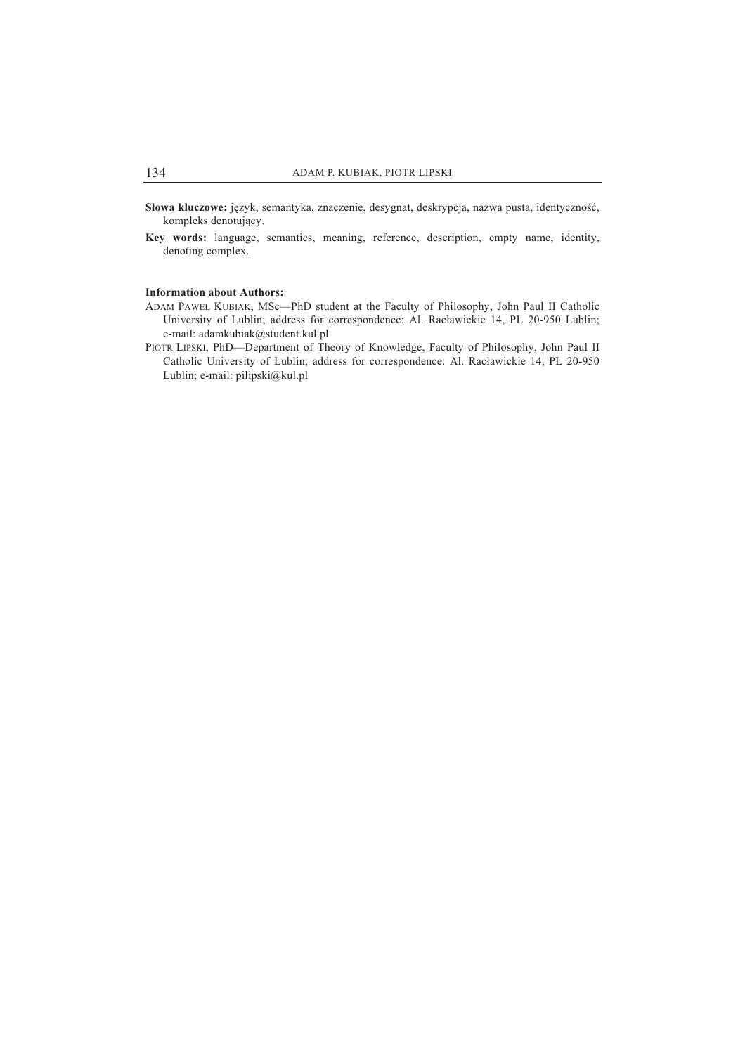**Słowa kluczowe:** język, semantyka, znaczenie, desygnat, deskrypcja, nazwa pusta, identyczność, kompleks denotujący.

**Key words:** language, semantics, meaning, reference, description, empty name, identity, denoting complex.

**Information about Authors:**

ADAM PAWEŁ KUBIAK, MSc—PhD student at the Faculty of Philosophy, John Paul II Catholic University of Lublin; address for correspondence: Al. Racławickie 14, PL 20-950 Lublin; e-mail: adamkubiak@student.kul.pl

PIOTR LIPSKI, PhD—Department of Theory of Knowledge, Faculty of Philosophy, John Paul II Catholic University of Lublin; address for correspondence: Al. Racławickie 14, PL 20-950 Lublin; e-mail: pilipski@kul.pl